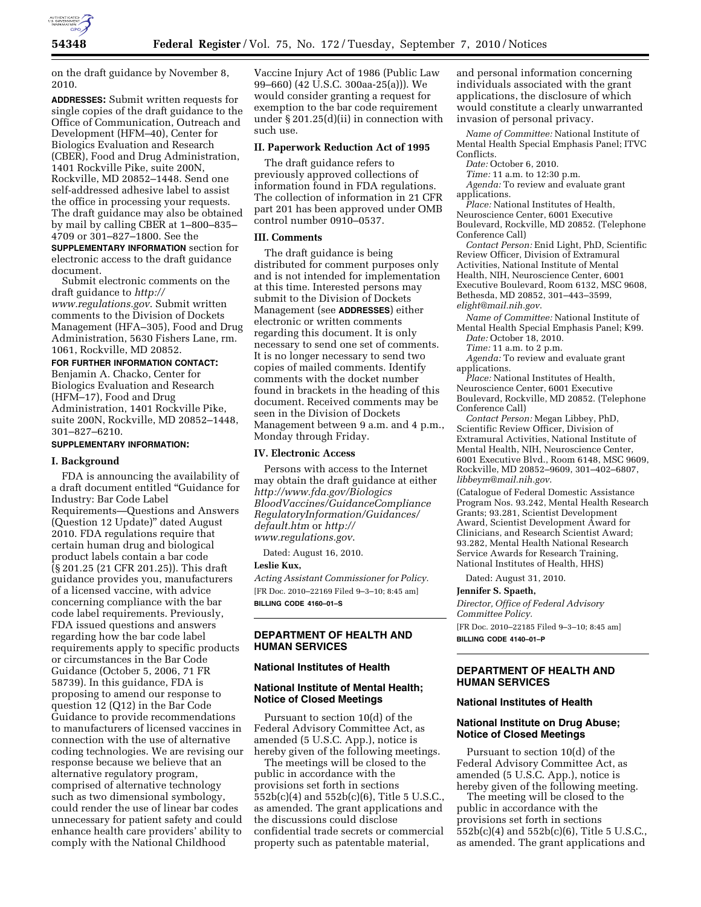on the draft guidance by November 8, 2010.

**ADDRESSES:** Submit written requests for single copies of the draft guidance to the Office of Communication, Outreach and Development (HFM–40), Center for Biologics Evaluation and Research (CBER), Food and Drug Administration, 1401 Rockville Pike, suite 200N, Rockville, MD 20852–1448. Send one self-addressed adhesive label to assist the office in processing your requests. The draft guidance may also be obtained by mail by calling CBER at 1–800–835–4709 or 301–827–1800. See the **SUPPLEMENTARY INFORMATION** section for electronic access to the draft guidance document.

Submit electronic comments on the draft guidance to *http://www.regulations.gov*. Submit written comments to the Division of Dockets Management (HFA–305), Food and Drug Administration, 5630 Fishers Lane, rm. 1061, Rockville, MD 20852.

**FOR FURTHER INFORMATION CONTACT:** Benjamin A. Chacko, Center for Biologics Evaluation and Research (HFM–17), Food and Drug Administration, 1401 Rockville Pike, suite 200N, Rockville, MD 20852–1448, 301–827–6210.

**SUPPLEMENTARY INFORMATION:**

**I. Background**

FDA is announcing the availability of a draft document entitled "Guidance for Industry: Bar Code Label Requirements—Questions and Answers (Question 12 Update)" dated August 2010. FDA regulations require that certain human drug and biological product labels contain a bar code (§ 201.25 (21 CFR 201.25)). This draft guidance provides you, manufacturers of a licensed vaccine, with advice concerning compliance with the bar code label requirements. Previously, FDA issued questions and answers regarding how the bar code label requirements apply to specific products or circumstances in the Bar Code Guidance (October 5, 2006, 71 FR 58739). In this guidance, FDA is proposing to amend our response to question 12 (Q12) in the Bar Code Guidance to provide recommendations to manufacturers of licensed vaccines in connection with the use of alternative coding technologies. We are revising our response because we believe that an alternative regulatory program, comprised of alternative technology such as two dimensional symbology, could render the use of linear bar codes unnecessary for patient safety and could enhance health care providers' ability to comply with the National Childhood Vaccine Injury Act of 1986 (Public Law 99–660) (42 U.S.C. 300aa-25(a))). We would consider granting a request for exemption to the bar code requirement under § 201.25(d)(ii) in connection with such use.

**II. Paperwork Reduction Act of 1995**

The draft guidance refers to previously approved collections of information found in FDA regulations. The collection of information in 21 CFR part 201 has been approved under OMB control number 0910–0537.

**III. Comments**

The draft guidance is being distributed for comment purposes only and is not intended for implementation at this time. Interested persons may submit to the Division of Dockets Management (see **ADDRESSES**) either electronic or written comments regarding this document. It is only necessary to send one set of comments. It is no longer necessary to send two copies of mailed comments. Identify comments with the docket number found in brackets in the heading of this document. Received comments may be seen in the Division of Dockets Management between 9 a.m. and 4 p.m., Monday through Friday.

**IV. Electronic Access**

Persons with access to the Internet may obtain the draft guidance at either *http://www.fda.gov/BiologicsBloodVaccines/GuidanceComplianceRegulatoryInformation/Guidances/default.htm* or *http://www.regulations.gov*.

Dated: August 16, 2010.

**Leslie Kux,**

*Acting Assistant Commissioner for Policy.*

[FR Doc. 2010–22169 Filed 9–3–10; 8:45 am]

**BILLING CODE 4160–01–S**

---

## DEPARTMENT OF HEALTH AND HUMAN SERVICES

### National Institutes of Health

### National Institute of Mental Health; Notice of Closed Meetings

Pursuant to section 10(d) of the Federal Advisory Committee Act, as amended (5 U.S.C. App.), notice is hereby given of the following meetings.

The meetings will be closed to the public in accordance with the provisions set forth in sections 552b(c)(4) and 552b(c)(6), Title 5 U.S.C., as amended. The grant applications and the discussions could disclose confidential trade secrets or commercial property such as patentable material, and personal information concerning individuals associated with the grant applications, the disclosure of which would constitute a clearly unwarranted invasion of personal privacy.

*Name of Committee:* National Institute of Mental Health Special Emphasis Panel; ITVC Conflicts.

*Date:* October 6, 2010.

*Time:* 11 a.m. to 12:30 p.m.

*Agenda:* To review and evaluate grant applications.

*Place:* National Institutes of Health, Neuroscience Center, 6001 Executive Boulevard, Rockville, MD 20852. (Telephone Conference Call)

*Contact Person:* Enid Light, PhD, Scientific Review Officer, Division of Extramural Activities, National Institute of Mental Health, NIH, Neuroscience Center, 6001 Executive Boulevard, Room 6132, MSC 9608, Bethesda, MD 20852, 301–443–3599, *elight@mail.nih.gov*.

*Name of Committee:* National Institute of Mental Health Special Emphasis Panel; K99.

*Date:* October 18, 2010.

*Time:* 11 a.m. to 2 p.m.

*Agenda:* To review and evaluate grant applications.

*Place:* National Institutes of Health, Neuroscience Center, 6001 Executive Boulevard, Rockville, MD 20852. (Telephone Conference Call)

*Contact Person:* Megan Libbey, PhD, Scientific Review Officer, Division of Extramural Activities, National Institute of Mental Health, NIH, Neuroscience Center, 6001 Executive Blvd., Room 6148, MSC 9609, Rockville, MD 20852–9609, 301–402–6807, *libbeym@mail.nih.gov*.

(Catalogue of Federal Domestic Assistance Program Nos. 93.242, Mental Health Research Grants; 93.281, Scientist Development Award, Scientist Development Award for Clinicians, and Research Scientist Award; 93.282, Mental Health National Research Service Awards for Research Training, National Institutes of Health, HHS)

Dated: August 31, 2010.

**Jennifer S. Spaeth,**

*Director, Office of Federal Advisory Committee Policy.*

[FR Doc. 2010–22185 Filed 9–3–10; 8:45 am]

**BILLING CODE 4140–01–P**

---

## DEPARTMENT OF HEALTH AND HUMAN SERVICES

### National Institutes of Health

### National Institute on Drug Abuse; Notice of Closed Meetings

Pursuant to section 10(d) of the Federal Advisory Committee Act, as amended (5 U.S.C. App.), notice is hereby given of the following meeting.

The meeting will be closed to the public in accordance with the provisions set forth in sections 552b(c)(4) and 552b(c)(6), Title 5 U.S.C., as amended. The grant applications and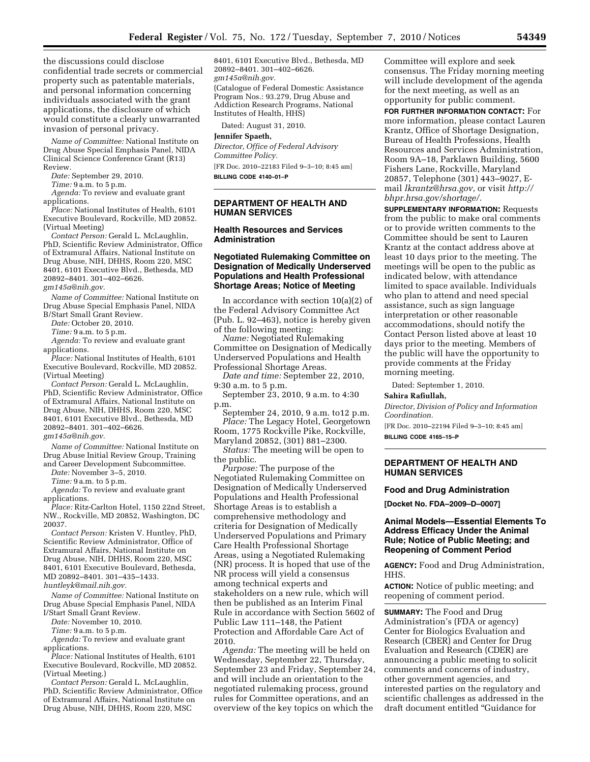the discussions could disclose confidential trade secrets or commercial property such as patentable materials, and personal information concerning individuals associated with the grant applications, the disclosure of which would constitute a clearly unwarranted invasion of personal privacy.

*Name of Committee:* National Institute on Drug Abuse Special Emphasis Panel, NIDA Clinical Science Conference Grant (R13) Review.

*Date:* September 29, 2010.

*Time:* 9 a.m. to 5 p.m.

*Agenda:* To review and evaluate grant applications.

*Place:* National Institutes of Health, 6101 Executive Boulevard, Rockville, MD 20852. (Virtual Meeting)

*Contact Person:* Gerald L. McLaughlin, PhD, Scientific Review Administrator, Office of Extramural Affairs, National Institute on Drug Abuse, NIH, DHHS, Room 220, MSC 8401, 6101 Executive Blvd., Bethesda, MD 20892–8401. 301–402–6626. *gm145a@nih.gov.*

*Name of Committee:* National Institute on Drug Abuse Special Emphasis Panel, NIDA B/Start Small Grant Review.

*Date:* October 20, 2010.

*Time:* 9 a.m. to 5 p.m.

*Agenda:* To review and evaluate grant applications.

*Place:* National Institutes of Health, 6101 Executive Boulevard, Rockville, MD 20852. (Virtual Meeting)

*Contact Person:* Gerald L. McLaughlin, PhD, Scientific Review Administrator, Office of Extramural Affairs, National Institute on Drug Abuse, NIH, DHHS, Room 220, MSC 8401, 6101 Executive Blvd., Bethesda, MD 20892–8401. 301–402–6626. *gm145a@nih.gov.*

*Name of Committee:* National Institute on Drug Abuse Initial Review Group, Training and Career Development Subcommittee.

*Date:* November 3–5, 2010.

*Time:* 9 a.m. to 5 p.m.

*Agenda:* To review and evaluate grant applications.

*Place:* Ritz-Carlton Hotel, 1150 22nd Street, NW., Rockville, MD 20852, Washington, DC 20037.

*Contact Person:* Kristen V. Huntley, PhD, Scientific Review Administrator, Office of Extramural Affairs, National Institute on Drug Abuse, NIH, DHHS, Room 220, MSC 8401, 6101 Executive Boulevard, Bethesda, MD 20892–8401. 301–435–1433. *huntleyk@mail.nih.gov.*

*Name of Committee:* National Institute on Drug Abuse Special Emphasis Panel, NIDA I/Start Small Grant Review.

*Date:* November 10, 2010.

*Time:* 9 a.m. to 5 p.m.

*Agenda:* To review and evaluate grant applications.

*Place:* National Institutes of Health, 6101 Executive Boulevard, Rockville, MD 20852. (Virtual Meeting.)

*Contact Person:* Gerald L. McLaughlin, PhD, Scientific Review Administrator, Office of Extramural Affairs, National Institute on Drug Abuse, NIH, DHHS, Room 220, MSC 8401, 6101 Executive Blvd., Bethesda, MD 20892–8401. 301–402–6626. *gm145a@nih.gov.*

(Catalogue of Federal Domestic Assistance Program Nos.: 93.279, Drug Abuse and Addiction Research Programs, National Institutes of Health, HHS)

Dated: August 31, 2010.

**Jennifer Spaeth,**

*Director, Office of Federal Advisory Committee Policy.*

[FR Doc. 2010–22183 Filed 9–3–10; 8:45 am]

**BILLING CODE 4140–01–P**

## DEPARTMENT OF HEALTH AND HUMAN SERVICES

### Health Resources and Services Administration

### Negotiated Rulemaking Committee on Designation of Medically Underserved Populations and Health Professional Shortage Areas; Notice of Meeting

In accordance with section 10(a)(2) of the Federal Advisory Committee Act (Pub. L. 92–463), notice is hereby given of the following meeting:

*Name:* Negotiated Rulemaking Committee on Designation of Medically Underserved Populations and Health Professional Shortage Areas.

*Date and time:* September 22, 2010, 9:30 a.m. to 5 p.m.

September 23, 2010, 9 a.m. to 4:30 p.m.

September 24, 2010, 9 a.m. to12 p.m.

*Place:* The Legacy Hotel, Georgetown Room, 1775 Rockville Pike, Rockville, Maryland 20852, (301) 881–2300.

*Status:* The meeting will be open to the public.

*Purpose:* The purpose of the Negotiated Rulemaking Committee on Designation of Medically Underserved Populations and Health Professional Shortage Areas is to establish a comprehensive methodology and criteria for Designation of Medically Underserved Populations and Primary Care Health Professional Shortage Areas, using a Negotiated Rulemaking (NR) process. It is hoped that use of the NR process will yield a consensus among technical experts and stakeholders on a new rule, which will then be published as an Interim Final Rule in accordance with Section 5602 of Public Law 111–148, the Patient Protection and Affordable Care Act of 2010.

*Agenda:* The meeting will be held on Wednesday, September 22, Thursday, September 23 and Friday, September 24, and will include an orientation to the negotiated rulemaking process, ground rules for Committee operations, and an overview of the key topics on which the Committee will explore and seek consensus. The Friday morning meeting will include development of the agenda for the next meeting, as well as an opportunity for public comment.

**FOR FURTHER INFORMATION CONTACT:** For more information, please contact Lauren Krantz, Office of Shortage Designation, Bureau of Health Professions, Health Resources and Services Administration, Room 9A–18, Parklawn Building, 5600 Fishers Lane, Rockville, Maryland 20857, Telephone (301) 443–9027, E-mail *lkrantz@hrsa.gov*, or visit *http://bhpr.hrsa.gov/shortage/.*

**SUPPLEMENTARY INFORMATION:** Requests from the public to make oral comments or to provide written comments to the Committee should be sent to Lauren Krantz at the contact address above at least 10 days prior to the meeting. The meetings will be open to the public as indicated below, with attendance limited to space available. Individuals who plan to attend and need special assistance, such as sign language interpretation or other reasonable accommodations, should notify the Contact Person listed above at least 10 days prior to the meeting. Members of the public will have the opportunity to provide comments at the Friday morning meeting.

Dated: September 1, 2010.

**Sahira Rafiullah,**

*Director, Division of Policy and Information Coordination.*

[FR Doc. 2010–22194 Filed 9–3–10; 8:45 am]

**BILLING CODE 4165–15–P**

## DEPARTMENT OF HEALTH AND HUMAN SERVICES

### Food and Drug Administration

**[Docket No. FDA–2009–D–0007]**

### Animal Models—Essential Elements To Address Efficacy Under the Animal Rule; Notice of Public Meeting; and Reopening of Comment Period

**AGENCY:** Food and Drug Administration, HHS.

**ACTION:** Notice of public meeting; and reopening of comment period.

**SUMMARY:** The Food and Drug Administration's (FDA or agency) Center for Biologics Evaluation and Research (CBER) and Center for Drug Evaluation and Research (CDER) are announcing a public meeting to solicit comments and concerns of industry, other government agencies, and interested parties on the regulatory and scientific challenges as addressed in the draft document entitled "Guidance for